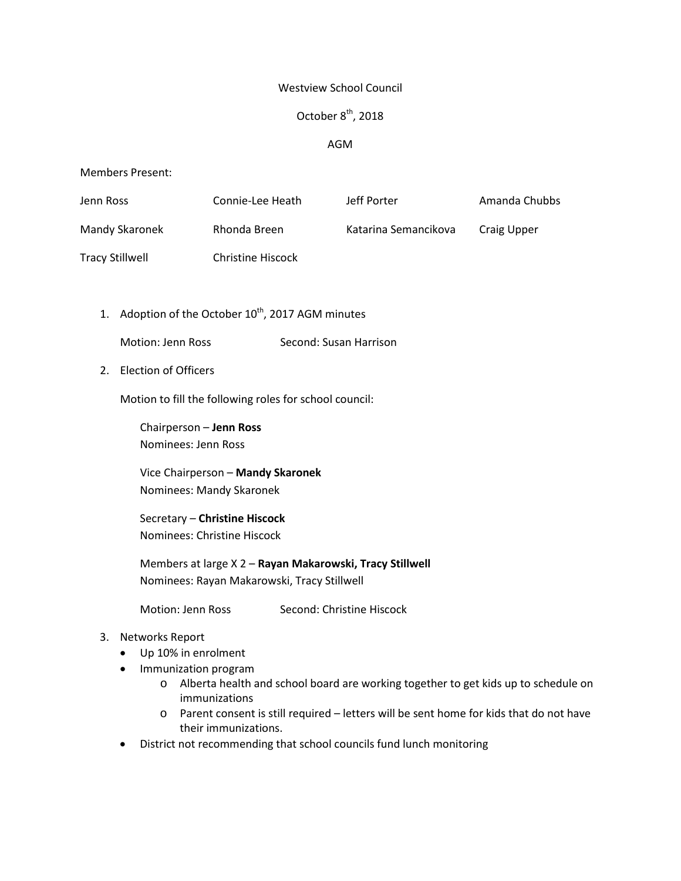Westview School Council

October 8th, 2018

AGM

Members Present:

| | | | |
|---|---|---|---|
| Jenn Ross | Connie-Lee Heath | Jeff Porter | Amanda Chubbs |
| Mandy Skaronek | Rhonda Breen | Katarina Semancikova | Craig Upper |
| Tracy Stillwell | Christine Hiscock | | |

1. Adoption of the October 10th, 2017 AGM minutes

   Motion: Jenn Ross Second: Susan Harrison

2. Election of Officers

   Motion to fill the following roles for school council:

   Chairperson – **Jenn Ross**
   Nominees: Jenn Ross

   Vice Chairperson – **Mandy Skaronek**
   Nominees: Mandy Skaronek

   Secretary – **Christine Hiscock**
   Nominees: Christine Hiscock

   Members at large X 2 – **Rayan Makarowski, Tracy Stillwell**
   Nominees: Rayan Makarowski, Tracy Stillwell

   Motion: Jenn Ross Second: Christine Hiscock

3. Networks Report
   - Up 10% in enrolment
   - Immunization program
     - Alberta health and school board are working together to get kids up to schedule on immunizations
     - Parent consent is still required – letters will be sent home for kids that do not have their immunizations.
   - District not recommending that school councils fund lunch monitoring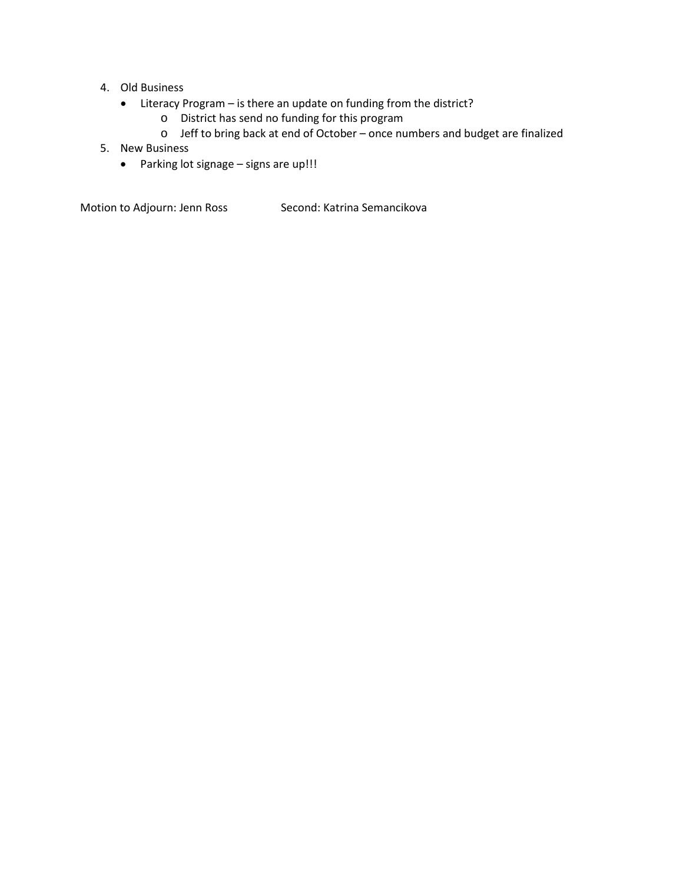4. Old Business
    - Literacy Program – is there an update on funding from the district?
        - District has send no funding for this program
        - Jeff to bring back at end of October – once numbers and budget are finalized
5. New Business
    - Parking lot signage – signs are up!!!

Motion to Adjourn: Jenn Ross Second: Katrina Semancikova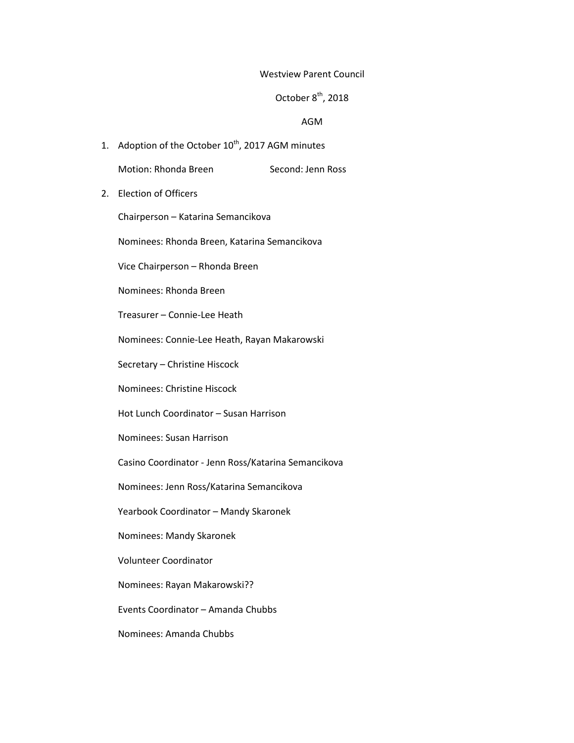Westview Parent Council

October 8th, 2018

AGM

1. Adoption of the October 10th, 2017 AGM minutes

   Motion: Rhonda Breen Second: Jenn Ross

2. Election of Officers

   Chairperson – Katarina Semancikova

   Nominees: Rhonda Breen, Katarina Semancikova

   Vice Chairperson – Rhonda Breen

   Nominees: Rhonda Breen

   Treasurer – Connie-Lee Heath

   Nominees: Connie-Lee Heath, Rayan Makarowski

   Secretary – Christine Hiscock

   Nominees: Christine Hiscock

   Hot Lunch Coordinator – Susan Harrison

   Nominees: Susan Harrison

   Casino Coordinator - Jenn Ross/Katarina Semancikova

   Nominees: Jenn Ross/Katarina Semancikova

   Yearbook Coordinator – Mandy Skaronek

   Nominees: Mandy Skaronek

   Volunteer Coordinator

   Nominees: Rayan Makarowski??

   Events Coordinator – Amanda Chubbs

   Nominees: Amanda Chubbs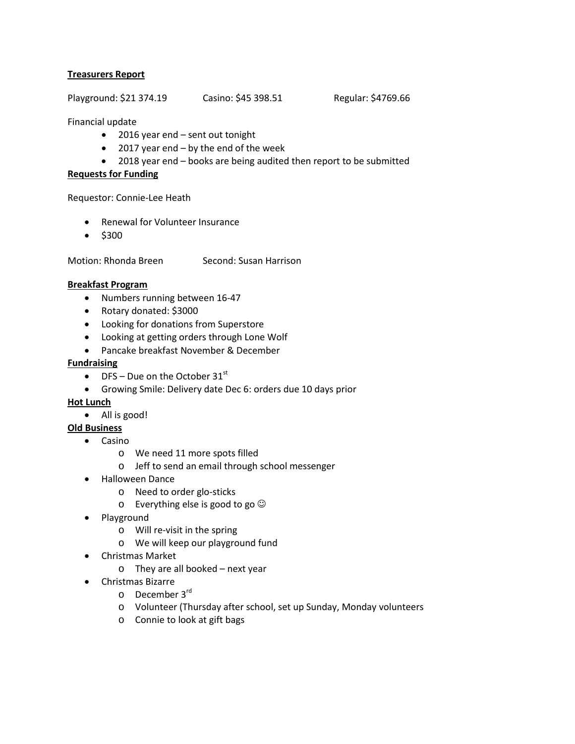**Treasurers Report**

Playground: $21 374.19 Casino: $45 398.51 Regular: $4769.66

Financial update

- 2016 year end – sent out tonight
- 2017 year end – by the end of the week
- 2018 year end – books are being audited then report to be submitted

**Requests for Funding**

Requestor: Connie-Lee Heath

- Renewal for Volunteer Insurance
- $300

Motion: Rhonda Breen Second: Susan Harrison

**Breakfast Program**

- Numbers running between 16-47
- Rotary donated: $3000
- Looking for donations from Superstore
- Looking at getting orders through Lone Wolf
- Pancake breakfast November & December

**Fundraising**

- DFS – Due on the October 31st
- Growing Smile: Delivery date Dec 6: orders due 10 days prior

**Hot Lunch**

- All is good!

**Old Business**

- Casino
  - We need 11 more spots filled
  - Jeff to send an email through school messenger
- Halloween Dance
  - Need to order glo-sticks
  - Everything else is good to go ☺
- Playground
  - Will re-visit in the spring
  - We will keep our playground fund
- Christmas Market
  - They are all booked – next year
- Christmas Bizarre
  - December 3rd
  - Volunteer (Thursday after school, set up Sunday, Monday volunteers
  - Connie to look at gift bags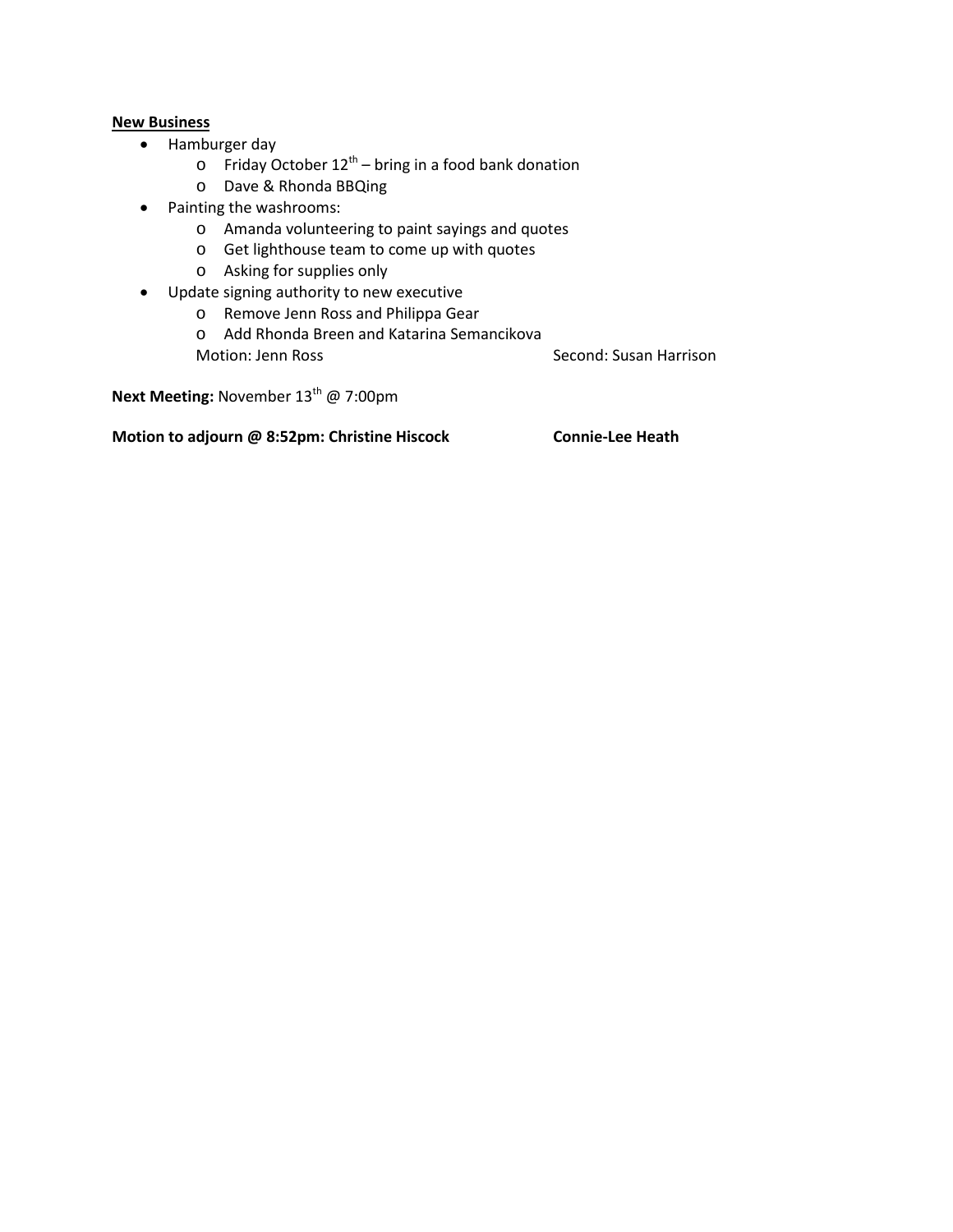**New Business**

- Hamburger day
  - Friday October 12th – bring in a food bank donation
  - Dave & Rhonda BBQing
- Painting the washrooms:
  - Amanda volunteering to paint sayings and quotes
  - Get lighthouse team to come up with quotes
  - Asking for supplies only
- Update signing authority to new executive
  - Remove Jenn Ross and Philippa Gear
  - Add Rhonda Breen and Katarina Semancikova

  Motion: Jenn Ross Second: Susan Harrison

**Next Meeting:** November 13th @ 7:00pm

**Motion to adjourn @ 8:52pm: Christine Hiscock Connie-Lee Heath**